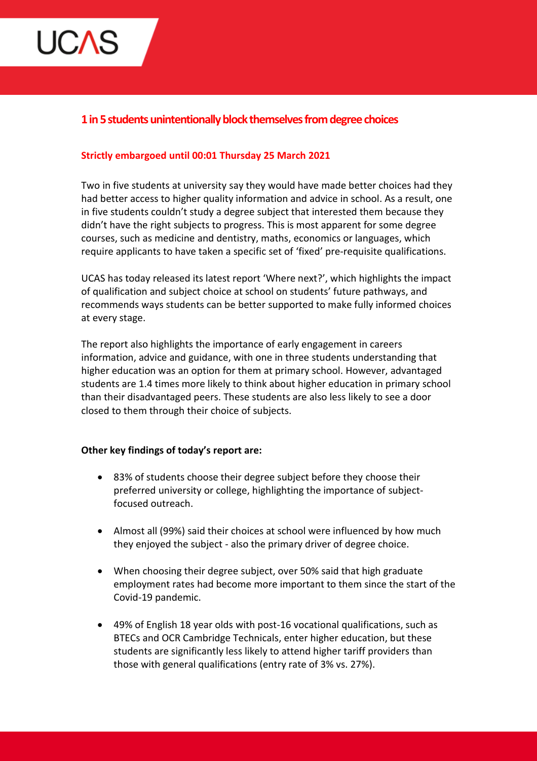# 1 in 5 students unintentionally block themselves from degree choices

**Strictly embargoed until 00:01 Thursday 25 March 2021**

Two in five students at university say they would have made better choices had they had better access to higher quality information and advice in school. As a result, one in five students couldn't study a degree subject that interested them because they didn't have the right subjects to progress. This is most apparent for some degree courses, such as medicine and dentistry, maths, economics or languages, which require applicants to have taken a specific set of 'fixed' pre-requisite qualifications.

UCAS has today released its latest report 'Where next?', which highlights the impact of qualification and subject choice at school on students' future pathways, and recommends ways students can be better supported to make fully informed choices at every stage.

The report also highlights the importance of early engagement in careers information, advice and guidance, with one in three students understanding that higher education was an option for them at primary school. However, advantaged students are 1.4 times more likely to think about higher education in primary school than their disadvantaged peers. These students are also less likely to see a door closed to them through their choice of subjects.

**Other key findings of today's report are:**

- 83% of students choose their degree subject before they choose their preferred university or college, highlighting the importance of subject-focused outreach.
- Almost all (99%) said their choices at school were influenced by how much they enjoyed the subject - also the primary driver of degree choice.
- When choosing their degree subject, over 50% said that high graduate employment rates had become more important to them since the start of the Covid-19 pandemic.
- 49% of English 18 year olds with post-16 vocational qualifications, such as BTECs and OCR Cambridge Technicals, enter higher education, but these students are significantly less likely to attend higher tariff providers than those with general qualifications (entry rate of 3% vs. 27%).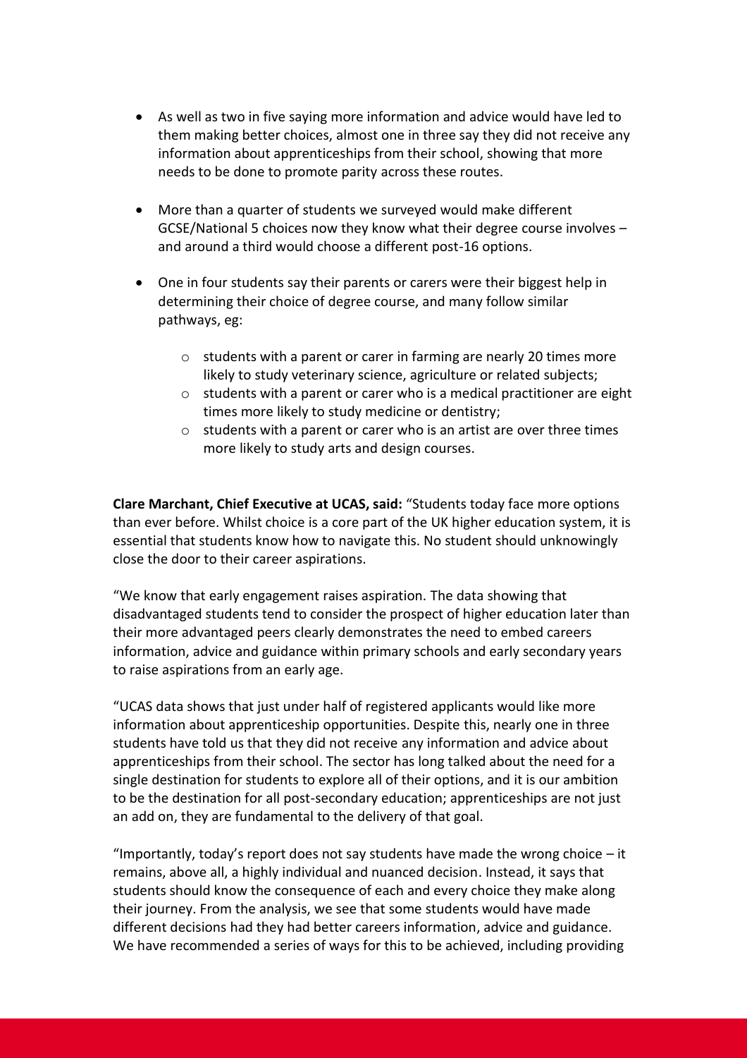- As well as two in five saying more information and advice would have led to them making better choices, almost one in three say they did not receive any information about apprenticeships from their school, showing that more needs to be done to promote parity across these routes.

- More than a quarter of students we surveyed would make different GCSE/National 5 choices now they know what their degree course involves – and around a third would choose a different post-16 options.

- One in four students say their parents or carers were their biggest help in determining their choice of degree course, and many follow similar pathways, eg:

    - students with a parent or carer in farming are nearly 20 times more likely to study veterinary science, agriculture or related subjects;
    - students with a parent or carer who is a medical practitioner are eight times more likely to study medicine or dentistry;
    - students with a parent or carer who is an artist are over three times more likely to study arts and design courses.

**Clare Marchant, Chief Executive at UCAS, said:** "Students today face more options than ever before. Whilst choice is a core part of the UK higher education system, it is essential that students know how to navigate this. No student should unknowingly close the door to their career aspirations.

"We know that early engagement raises aspiration. The data showing that disadvantaged students tend to consider the prospect of higher education later than their more advantaged peers clearly demonstrates the need to embed careers information, advice and guidance within primary schools and early secondary years to raise aspirations from an early age.

"UCAS data shows that just under half of registered applicants would like more information about apprenticeship opportunities. Despite this, nearly one in three students have told us that they did not receive any information and advice about apprenticeships from their school. The sector has long talked about the need for a single destination for students to explore all of their options, and it is our ambition to be the destination for all post-secondary education; apprenticeships are not just an add on, they are fundamental to the delivery of that goal.

"Importantly, today's report does not say students have made the wrong choice – it remains, above all, a highly individual and nuanced decision. Instead, it says that students should know the consequence of each and every choice they make along their journey. From the analysis, we see that some students would have made different decisions had they had better careers information, advice and guidance. We have recommended a series of ways for this to be achieved, including providing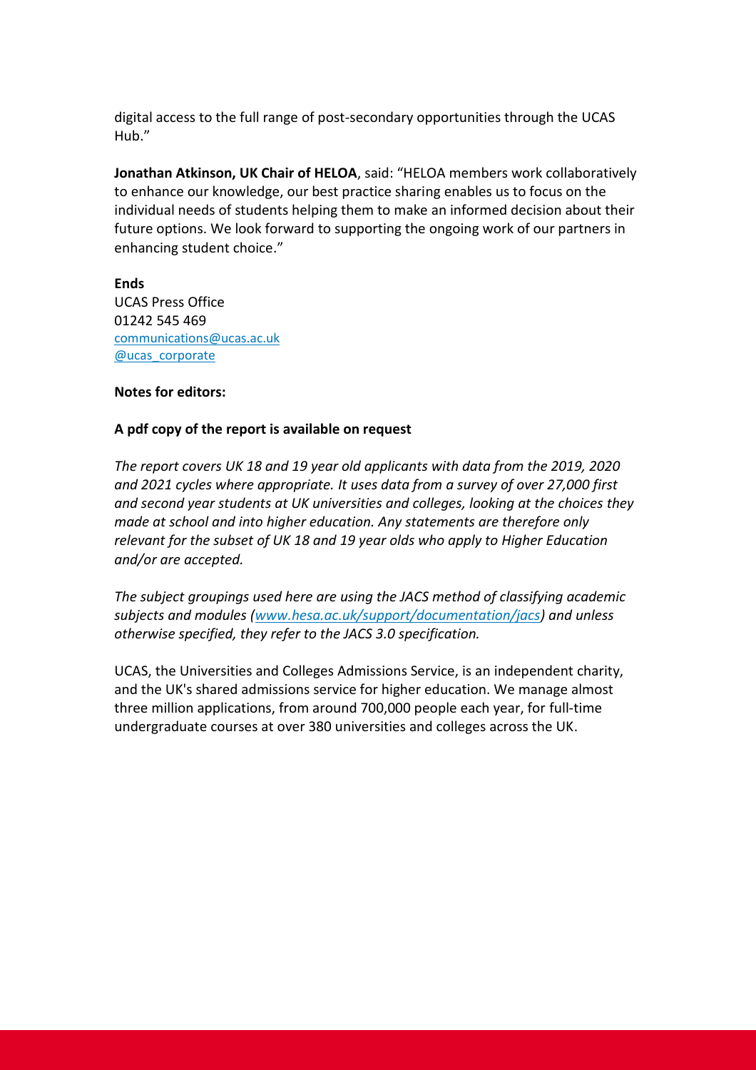digital access to the full range of post-secondary opportunities through the UCAS Hub."

**Jonathan Atkinson, UK Chair of HELOA**, said: "HELOA members work collaboratively to enhance our knowledge, our best practice sharing enables us to focus on the individual needs of students helping them to make an informed decision about their future options. We look forward to supporting the ongoing work of our partners in enhancing student choice."

**Ends**
UCAS Press Office
01242 545 469
communications@ucas.ac.uk
@ucas_corporate

**Notes for editors:**

**A pdf copy of the report is available on request**

*The report covers UK 18 and 19 year old applicants with data from the 2019, 2020 and 2021 cycles where appropriate. It uses data from a survey of over 27,000 first and second year students at UK universities and colleges, looking at the choices they made at school and into higher education. Any statements are therefore only relevant for the subset of UK 18 and 19 year olds who apply to Higher Education and/or are accepted.*

*The subject groupings used here are using the JACS method of classifying academic subjects and modules (www.hesa.ac.uk/support/documentation/jacs) and unless otherwise specified, they refer to the JACS 3.0 specification.*

UCAS, the Universities and Colleges Admissions Service, is an independent charity, and the UK's shared admissions service for higher education. We manage almost three million applications, from around 700,000 people each year, for full-time undergraduate courses at over 380 universities and colleges across the UK.